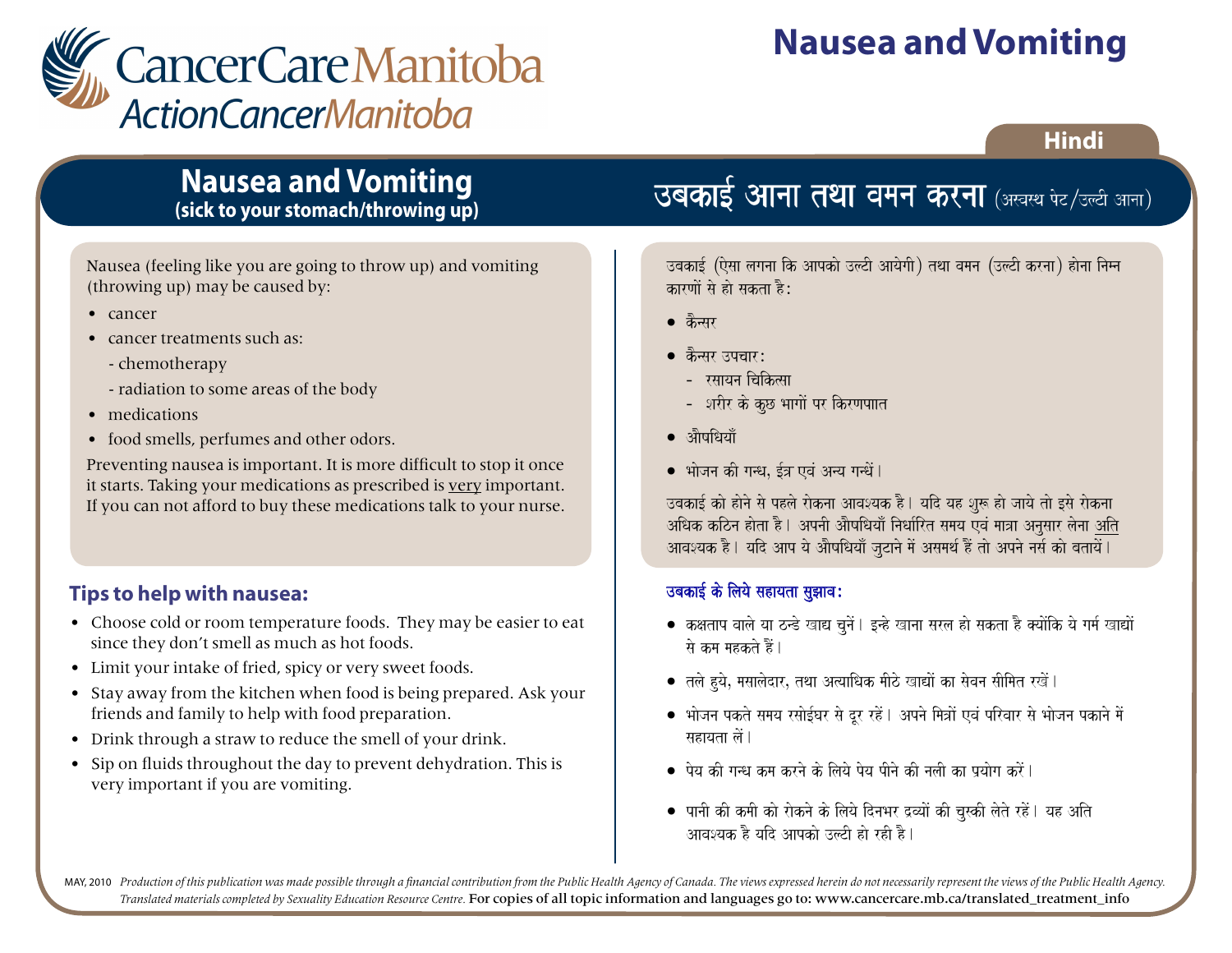CancerCare Manitoba
ActionCancerManitoba

# Nausea and Vomiting

Hindi

## Nausea and Vomiting (sick to your stomach/throwing up)

Nausea (feeling like you are going to throw up) and vomiting (throwing up) may be caused by:

- cancer
- cancer treatments such as:
  - chemotherapy
  - radiation to some areas of the body
- medications
- food smells, perfumes and other odors.

Preventing nausea is important. It is more difficult to stop it once it starts. Taking your medications as prescribed is <u>very</u> important. If you can not afford to buy these medications talk to your nurse.

### Tips to help with nausea:

- Choose cold or room temperature foods. They may be easier to eat since they don't smell as much as hot foods.
- Limit your intake of fried, spicy or very sweet foods.
- Stay away from the kitchen when food is being prepared. Ask your friends and family to help with food preparation.
- Drink through a straw to reduce the smell of your drink.
- Sip on fluids throughout the day to prevent dehydration. This is very important if you are vomiting.

## उबकाई आना तथा वमन करना (अस्वस्थ पेट/उल्टी आना)

उबकाई (ऐसा लगना कि आपको उल्टी आयेगी) तथा वमन (उल्टी करना) होना निम्न कारणों से हो सकता है:

- कैन्सर
- कैन्सर उपचार:
  - रसायन चिकित्सा
  - शरीर के कुछ भागों पर किरणपात
- औषधियाँ
- भोजन की गन्ध, ईत्र एवं अन्य गन्धें।

उबकाई को होने से पहले रोकना आवश्यक है। यदि यह शुरू हो जाये तो इसे रोकना अधिक कठिन होता है। अपनी औषधियाँ निर्धारित समय एवं मात्रा अनुसार लेना <u>अति</u> आवश्यक है। यदि आप ये औषधियाँ जुटाने में असमर्थ हैं तो अपने नर्स को बतायें।

### उबकाई के लिये सहायता सुझाव:

- कक्षताप वाले या ठन्डे खाद्य चुनें। इन्हे खाना सरल हो सकता है क्योंकि ये गर्म खाद्यों से कम महकते हैं।
- तले हुये, मसालेदार, तथा अत्याधिक मीठे खाद्यों का सेवन सीमित रखें।
- भोजन पकते समय रसोईघर से दूर रहें। अपने मित्रों एवं परिवार से भोजन पकाने में सहायता लें।
- पेय की गन्ध कम करने के लिये पेय पीने की नली का प्रयोग करें।
- पानी की कमी को रोकने के लिये दिनभर द्रव्यों की चुस्की लेते रहें। यह अति आवश्यक है यदि आपको उल्टी हो रही है।

MAY, 2010 *Production of this publication was made possible through a financial contribution from the Public Health Agency of Canada. The views expressed herein do not necessarily represent the views of the Public Health Agency. Translated materials completed by Sexuality Education Resource Centre.* For copies of all topic information and languages go to: www.cancercare.mb.ca/translated_treatment_info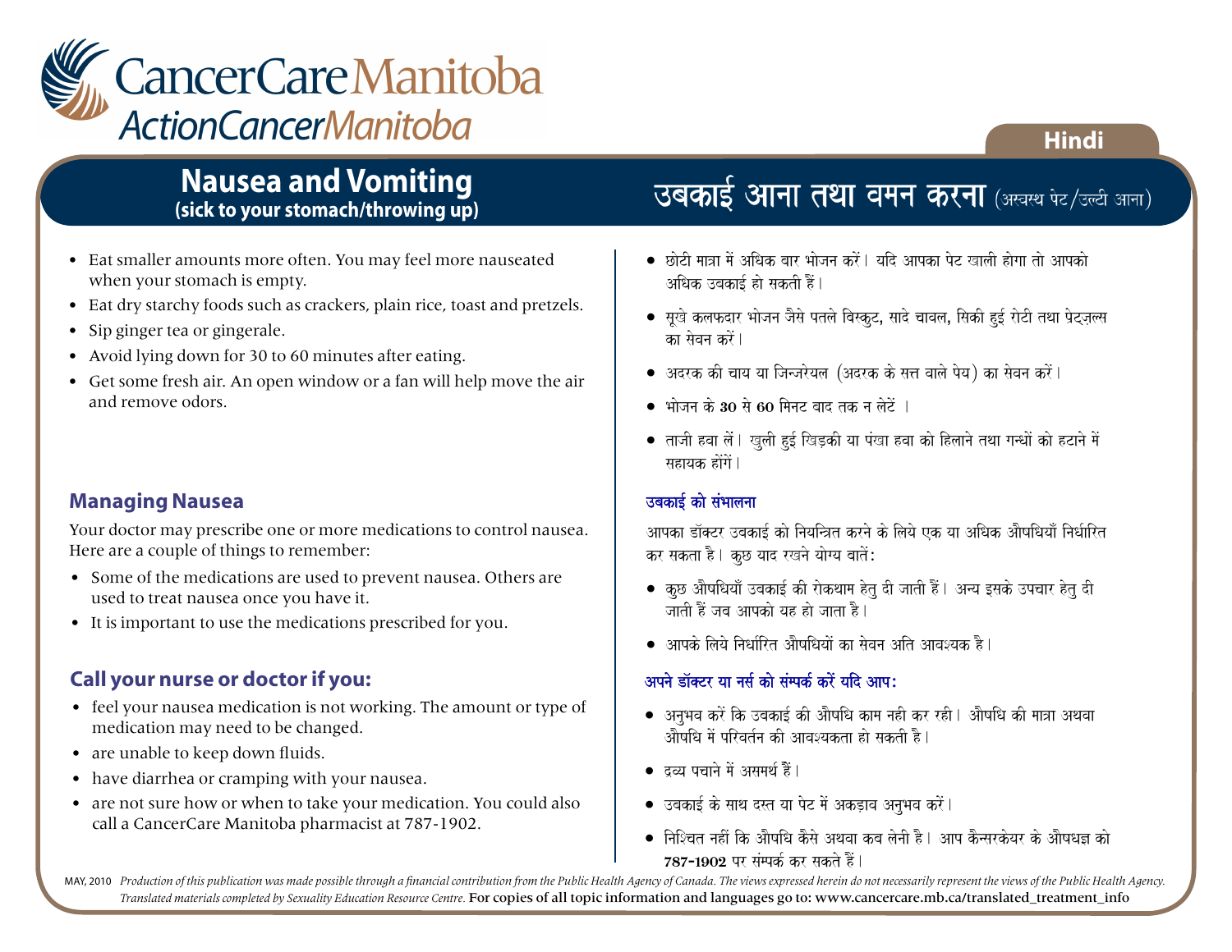CancerCare Manitoba
ActionCancerManitoba

Hindi

# Nausea and Vomiting
**(sick to your stomach/throwing up)**

- Eat smaller amounts more often. You may feel more nauseated when your stomach is empty.
- Eat dry starchy foods such as crackers, plain rice, toast and pretzels.
- Sip ginger tea or gingerale.
- Avoid lying down for 30 to 60 minutes after eating.
- Get some fresh air. An open window or a fan will help move the air and remove odors.

## Managing Nausea

Your doctor may prescribe one or more medications to control nausea. Here are a couple of things to remember:

- Some of the medications are used to prevent nausea. Others are used to treat nausea once you have it.
- It is important to use the medications prescribed for you.

## Call your nurse or doctor if you:

- feel your nausea medication is not working. The amount or type of medication may need to be changed.
- are unable to keep down fluids.
- have diarrhea or cramping with your nausea.
- are not sure how or when to take your medication. You could also call a CancerCare Manitoba pharmacist at 787-1902.

# उबकाई आना तथा वमन करना (अस्वस्थ पेट/उल्टी आना)

- छोटी मात्रा में अधिक बार भोजन करें। यदि आपका पेट खाली होगा तो आपको अधिक उबकाई हो सकती हैं।
- सूखे कलफदार भोजन जैसे पतले बिस्कुट, सादे चावल, सिकी हुई रोटी तथा प्रेट्ज़ल्स का सेवन करें।
- अदरक की चाय या जिन्जरेयल (अदरक के सत्त वाले पेय) का सेवन करें।
- भोजन के 30 से 60 मिनट बाद तक न लेटें ।
- ताजी हवा लें। खुली हुई खिड़की या पंखा हवा को हिलाने तथा गन्धों को हटाने में सहायक होंगें।

## उबकाई को संभालना

आपका डॉक्टर उबकाई को नियन्त्रित करने के लिये एक या अधिक औषधियाँ निर्धारित कर सकता है। कुछ याद रखने योग्य बातें:

- कुछ औषधियाँ उबकाई की रोकथाम हेतु दी जाती हैं। अन्य इसके उपचार हेतु दी जाती हैं जब आपको यह हो जाता है।
- आपके लिये निर्धारित औषधियों का सेवन अति आवश्यक है।

## अपने डॉक्टर या नर्स को संम्पर्क करें यदि आप:

- अनुभव करें कि उबकाई की औषधि काम नही कर रही। औषधि की मात्रा अथवा औषधि में परिवर्तन की आवश्यकता हो सकती है।
- द्रव्य पचाने में असमर्थ हैं।
- उबकाई के साथ दस्त या पेट में अकड़ाव अनुभव करें।
- निश्चित नहीं कि औषधि कैसे अथवा कब लेनी है। आप कैन्सरकेयर के औषधज्ञ को 787-1902 पर संम्पर्क कर सकते हैं।

MAY, 2010 *Production of this publication was made possible through a financial contribution from the Public Health Agency of Canada. The views expressed herein do not necessarily represent the views of the Public Health Agency. Translated materials completed by Sexuality Education Resource Centre.* For copies of all topic information and languages go to: www.cancercare.mb.ca/translated_treatment_info